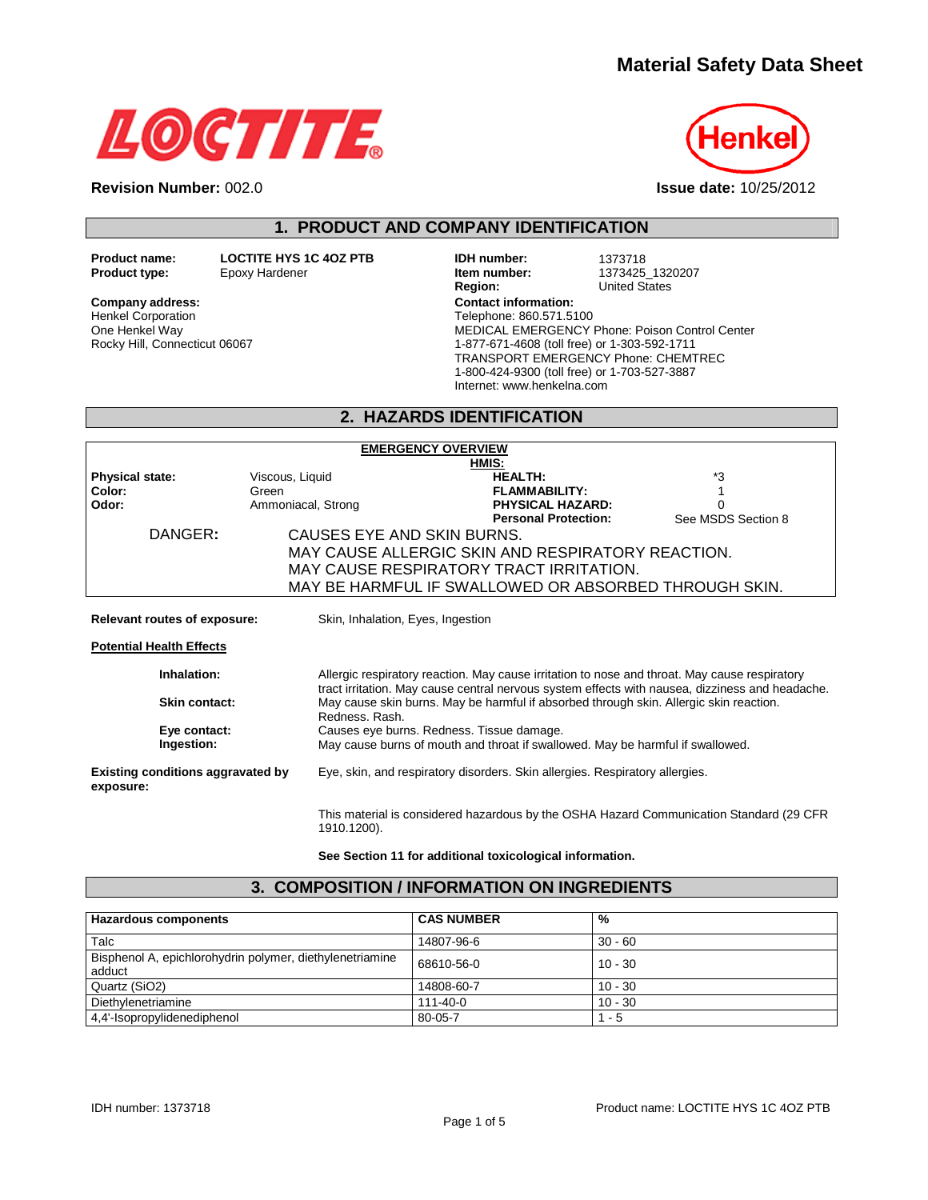# Material Safety Data Sheet

LOCTITE®

Henkel

**Revision Number:** 002.0

**Issue date:** 10/25/2012

## 1. PRODUCT AND COMPANY IDENTIFICATION

| | |
|---|---|
| **Product name:** | **LOCTITE HYS 1C 4OZ PTB** |
| **Product type:** | Epoxy Hardener |
| **IDH number:** | 1373718 |
| **Item number:** | 1373425_1320207 |
| **Region:** | United States |

**Company address:**
Henkel Corporation
One Henkel Way
Rocky Hill, Connecticut 06067

**Contact information:**
Telephone: 860.571.5100
MEDICAL EMERGENCY Phone: Poison Control Center
1-877-671-4608 (toll free) or 1-303-592-1711
TRANSPORT EMERGENCY Phone: CHEMTREC
1-800-424-9300 (toll free) or 1-703-527-3887
Internet: www.henkelna.com

## 2. HAZARDS IDENTIFICATION

**EMERGENCY OVERVIEW**

| | | HMIS: | |
|---|---|---|---|
| **Physical state:** | Viscous, Liquid | **HEALTH:** | *3 |
| **Color:** | Green | **FLAMMABILITY:** | 1 |
| **Odor:** | Ammoniacal, Strong | **PHYSICAL HAZARD:** | 0 |
| | | **Personal Protection:** | See MSDS Section 8 |

DANGER: CAUSES EYE AND SKIN BURNS.
MAY CAUSE ALLERGIC SKIN AND RESPIRATORY REACTION.
MAY CAUSE RESPIRATORY TRACT IRRITATION.
MAY BE HARMFUL IF SWALLOWED OR ABSORBED THROUGH SKIN.

**Relevant routes of exposure:** Skin, Inhalation, Eyes, Ingestion

**Potential Health Effects**

**Inhalation:** Allergic respiratory reaction. May cause irritation to nose and throat. May cause respiratory tract irritation. May cause central nervous system effects with nausea, dizziness and headache.

**Skin contact:** May cause skin burns. May be harmful if absorbed through skin. Allergic skin reaction. Redness. Rash.

**Eye contact:** Causes eye burns. Redness. Tissue damage.

**Ingestion:** May cause burns of mouth and throat if swallowed. May be harmful if swallowed.

**Existing conditions aggravated by exposure:** Eye, skin, and respiratory disorders. Skin allergies. Respiratory allergies.

This material is considered hazardous by the OSHA Hazard Communication Standard (29 CFR 1910.1200).

**See Section 11 for additional toxicological information.**

## 3. COMPOSITION / INFORMATION ON INGREDIENTS

| Hazardous components | CAS NUMBER | % |
|---|---|---|
| Talc | 14807-96-6 | 30 - 60 |
| Bisphenol A, epichlorohydrin polymer, diethylenetriamine adduct | 68610-56-0 | 10 - 30 |
| Quartz ($SiO_2$) | 14808-60-7 | 10 - 30 |
| Diethylenetriamine | 111-40-0 | 10 - 30 |
| 4,4'-Isopropylidenediphenol | 80-05-7 | 1 - 5 |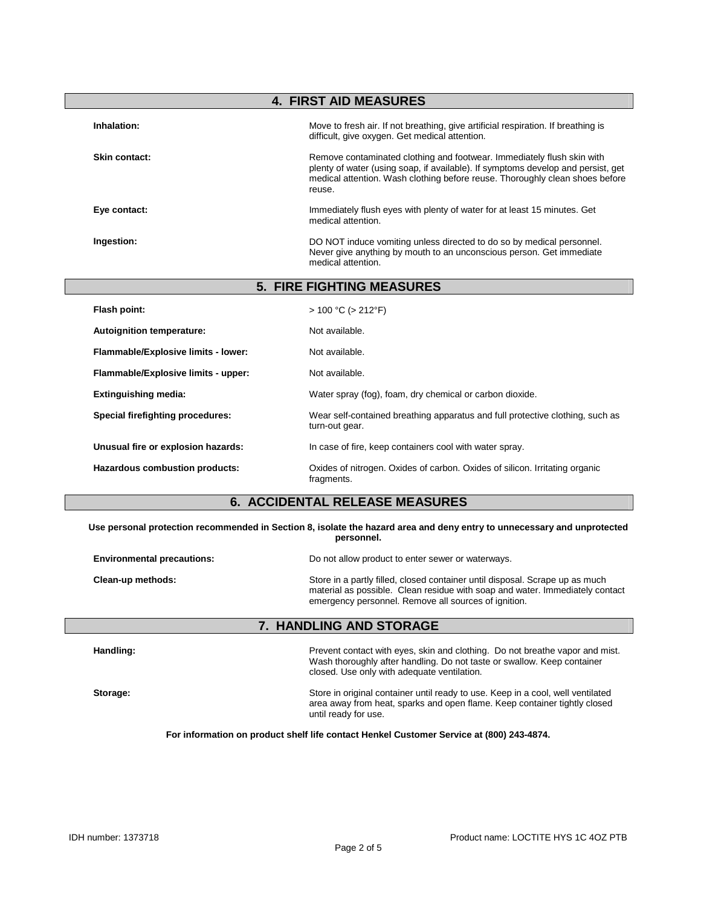## 4. FIRST AID MEASURES

**Inhalation:** Move to fresh air. If not breathing, give artificial respiration. If breathing is difficult, give oxygen. Get medical attention.

**Skin contact:** Remove contaminated clothing and footwear. Immediately flush skin with plenty of water (using soap, if available). If symptoms develop and persist, get medical attention. Wash clothing before reuse. Thoroughly clean shoes before reuse.

**Eye contact:** Immediately flush eyes with plenty of water for at least 15 minutes. Get medical attention.

**Ingestion:** DO NOT induce vomiting unless directed to do so by medical personnel. Never give anything by mouth to an unconscious person. Get immediate medical attention.

## 5. FIRE FIGHTING MEASURES

**Flash point:** > 100 °C (> 212°F)

**Autoignition temperature:** Not available.

**Flammable/Explosive limits - lower:** Not available.

**Flammable/Explosive limits - upper:** Not available.

**Extinguishing media:** Water spray (fog), foam, dry chemical or carbon dioxide.

**Special firefighting procedures:** Wear self-contained breathing apparatus and full protective clothing, such as turn-out gear.

**Unusual fire or explosion hazards:** In case of fire, keep containers cool with water spray.

**Hazardous combustion products:** Oxides of nitrogen. Oxides of carbon. Oxides of silicon. Irritating organic fragments.

## 6. ACCIDENTAL RELEASE MEASURES

**Use personal protection recommended in Section 8, isolate the hazard area and deny entry to unnecessary and unprotected personnel.**

**Environmental precautions:** Do not allow product to enter sewer or waterways.

**Clean-up methods:** Store in a partly filled, closed container until disposal. Scrape up as much material as possible. Clean residue with soap and water. Immediately contact emergency personnel. Remove all sources of ignition.

## 7. HANDLING AND STORAGE

**Handling:** Prevent contact with eyes, skin and clothing. Do not breathe vapor and mist. Wash thoroughly after handling. Do not taste or swallow. Keep container closed. Use only with adequate ventilation.

**Storage:** Store in original container until ready to use. Keep in a cool, well ventilated area away from heat, sparks and open flame. Keep container tightly closed until ready for use.

**For information on product shelf life contact Henkel Customer Service at (800) 243-4874.**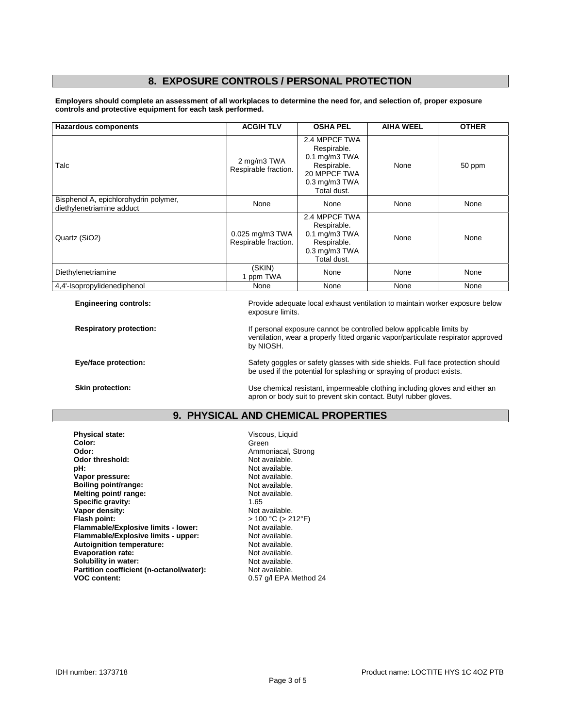## 8. EXPOSURE CONTROLS / PERSONAL PROTECTION

**Employers should complete an assessment of all workplaces to determine the need for, and selection of, proper exposure controls and protective equipment for each task performed.**

| Hazardous components | ACGIH TLV | OSHA PEL | AIHA WEEL | OTHER |
|---|---|---|---|---|
| Talc | 2 mg/m3 TWA Respirable fraction. | 2.4 MPPCF TWA Respirable. 0.1 mg/m3 TWA Respirable. 20 MPPCF TWA 0.3 mg/m3 TWA Total dust. | None | 50 ppm |
| Bisphenol A, epichlorohydrin polymer, diethylenetriamine adduct | None | None | None | None |
| Quartz ($SiO_2$) | 0.025 mg/m3 TWA Respirable fraction. | 2.4 MPPCF TWA Respirable. 0.1 mg/m3 TWA Respirable. 0.3 mg/m3 TWA Total dust. | None | None |
| Diethylenetriamine | (SKIN) 1 ppm TWA | None | None | None |
| 4,4'-Isopropylidenediphenol | None | None | None | None |

**Engineering controls:** Provide adequate local exhaust ventilation to maintain worker exposure below exposure limits.

**Respiratory protection:** If personal exposure cannot be controlled below applicable limits by ventilation, wear a properly fitted organic vapor/particulate respirator approved by NIOSH.

**Eye/face protection:** Safety goggles or safety glasses with side shields. Full face protection should be used if the potential for splashing or spraying of product exists.

**Skin protection:** Use chemical resistant, impermeable clothing including gloves and either an apron or body suit to prevent skin contact. Butyl rubber gloves.

## 9. PHYSICAL AND CHEMICAL PROPERTIES

**Physical state:** Viscous, Liquid
**Color:** Green
**Odor:** Ammoniacal, Strong
**Odor threshold:** Not available.
**pH:** Not available.
**Vapor pressure:** Not available.
**Boiling point/range:** Not available.
**Melting point/ range:** Not available.
**Specific gravity:** 1.65
**Vapor density:** Not available.
**Flash point:** > 100 °C (> 212°F)
**Flammable/Explosive limits - lower:** Not available.
**Flammable/Explosive limits - upper:** Not available.
**Autoignition temperature:** Not available.
**Evaporation rate:** Not available.
**Solubility in water:** Not available.
**Partition coefficient (n-octanol/water):** Not available.
**VOC content:** 0.57 g/l EPA Method 24

IDH number: 1373718 Product name: LOCTITE HYS 1C 4OZ PTB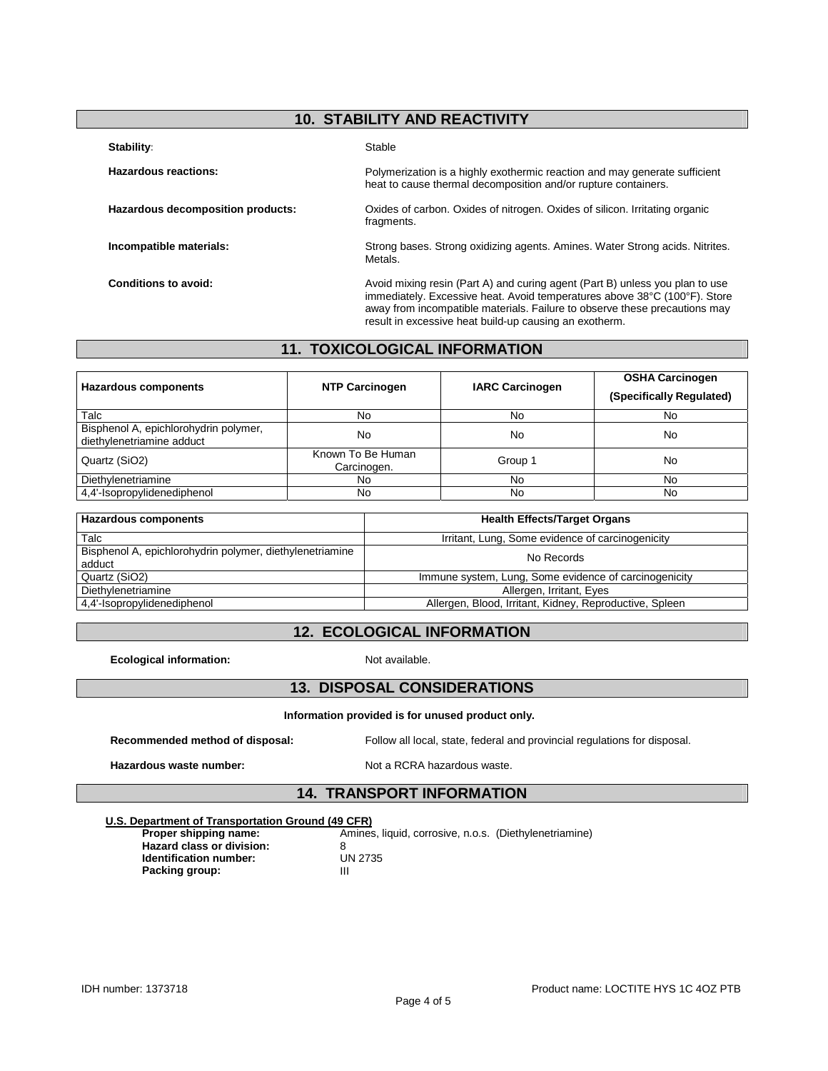## 10. STABILITY AND REACTIVITY

**Stability:** Stable

**Hazardous reactions:** Polymerization is a highly exothermic reaction and may generate sufficient heat to cause thermal decomposition and/or rupture containers.

**Hazardous decomposition products:** Oxides of carbon. Oxides of nitrogen. Oxides of silicon. Irritating organic fragments.

**Incompatible materials:** Strong bases. Strong oxidizing agents. Amines. Water Strong acids. Nitrites. Metals.

**Conditions to avoid:** Avoid mixing resin (Part A) and curing agent (Part B) unless you plan to use immediately. Excessive heat. Avoid temperatures above 38°C (100°F). Store away from incompatible materials. Failure to observe these precautions may result in excessive heat build-up causing an exotherm.

## 11. TOXICOLOGICAL INFORMATION

| Hazardous components | NTP Carcinogen | IARC Carcinogen | OSHA Carcinogen (Specifically Regulated) |
|---|---|---|---|
| Talc | No | No | No |
| Bisphenol A, epichlorohydrin polymer, diethylenetriamine adduct | No | No | No |
| Quartz ($SiO_2$) | Known To Be Human Carcinogen. | Group 1 | No |
| Diethylenetriamine | No | No | No |
| 4,4'-Isopropylidenediphenol | No | No | No |

| Hazardous components | Health Effects/Target Organs |
|---|---|
| Talc | Irritant, Lung, Some evidence of carcinogenicity |
| Bisphenol A, epichlorohydrin polymer, diethylenetriamine adduct | No Records |
| Quartz ($SiO_2$) | Immune system, Lung, Some evidence of carcinogenicity |
| Diethylenetriamine | Allergen, Irritant, Eyes |
| 4,4'-Isopropylidenediphenol | Allergen, Blood, Irritant, Kidney, Reproductive, Spleen |

## 12. ECOLOGICAL INFORMATION

**Ecological information:** Not available.

## 13. DISPOSAL CONSIDERATIONS

**Information provided is for unused product only.**

**Recommended method of disposal:** Follow all local, state, federal and provincial regulations for disposal.

**Hazardous waste number:** Not a RCRA hazardous waste.

## 14. TRANSPORT INFORMATION

**U.S. Department of Transportation Ground (49 CFR)**

**Proper shipping name:** Amines, liquid, corrosive, n.o.s. (Diethylenetriamine)
**Hazard class or division:** 8
**Identification number:** UN 2735
**Packing group:** III

IDH number: 1373718 Product name: LOCTITE HYS 1C 4OZ PTB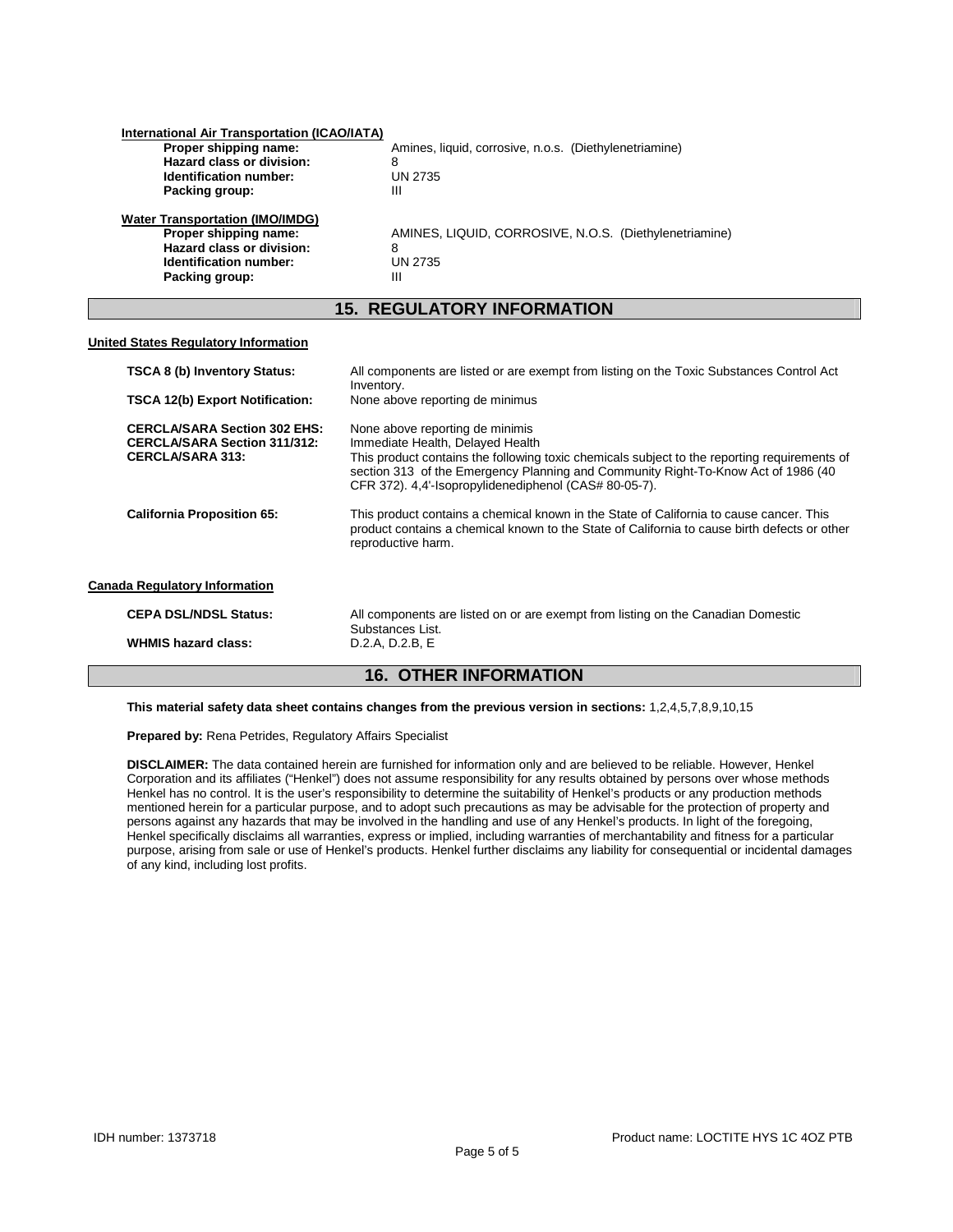**International Air Transportation (ICAO/IATA)**

| | |
|---|---|
| **Proper shipping name:** | Amines, liquid, corrosive, n.o.s. (Diethylenetriamine) |
| **Hazard class or division:** | 8 |
| **Identification number:** | UN 2735 |
| **Packing group:** | III |

**Water Transportation (IMO/IMDG)**

| | |
|---|---|
| **Proper shipping name:** | AMINES, LIQUID, CORROSIVE, N.O.S. (Diethylenetriamine) |
| **Hazard class or division:** | 8 |
| **Identification number:** | UN 2735 |
| **Packing group:** | III |

## 15. REGULATORY INFORMATION

**United States Regulatory Information**

| | |
|---|---|
| **TSCA 8 (b) Inventory Status:** | All components are listed or are exempt from listing on the Toxic Substances Control Act Inventory. |
| **TSCA 12(b) Export Notification:** | None above reporting de minimus |
| **CERCLA/SARA Section 302 EHS:** | None above reporting de minimis |
| **CERCLA/SARA Section 311/312:** | Immediate Health, Delayed Health |
| **CERCLA/SARA 313:** | This product contains the following toxic chemicals subject to the reporting requirements of section 313 of the Emergency Planning and Community Right-To-Know Act of 1986 (40 CFR 372). 4,4'-Isopropylidenediphenol (CAS# 80-05-7). |
| **California Proposition 65:** | This product contains a chemical known in the State of California to cause cancer. This product contains a chemical known to the State of California to cause birth defects or other reproductive harm. |

**Canada Regulatory Information**

| | |
|---|---|
| **CEPA DSL/NDSL Status:** | All components are listed on or are exempt from listing on the Canadian Domestic Substances List. |
| **WHMIS hazard class:** | D.2.A, D.2.B, E |

## 16. OTHER INFORMATION

**This material safety data sheet contains changes from the previous version in sections:** 1,2,4,5,7,8,9,10,15

**Prepared by:** Rena Petrides, Regulatory Affairs Specialist

**DISCLAIMER:** The data contained herein are furnished for information only and are believed to be reliable. However, Henkel Corporation and its affiliates ("Henkel") does not assume responsibility for any results obtained by persons over whose methods Henkel has no control. It is the user's responsibility to determine the suitability of Henkel's products or any production methods mentioned herein for a particular purpose, and to adopt such precautions as may be advisable for the protection of property and persons against any hazards that may be involved in the handling and use of any Henkel's products. In light of the foregoing, Henkel specifically disclaims all warranties, express or implied, including warranties of merchantability and fitness for a particular purpose, arising from sale or use of Henkel's products. Henkel further disclaims any liability for consequential or incidental damages of any kind, including lost profits.

IDH number: 1373718

Product name: LOCTITE HYS 1C 4OZ PTB